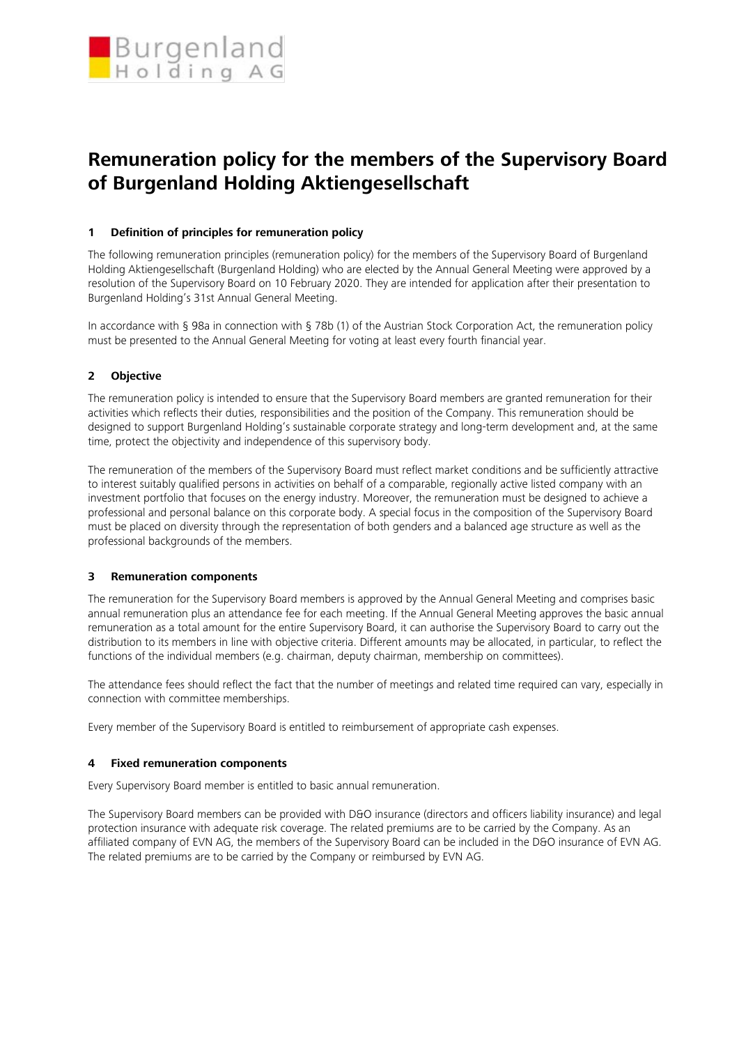# Remuneration policy for the members of the Supervisory Board of Burgenland Holding Aktiengesellschaft

## 1 Definition of principles for remuneration policy

The following remuneration principles (remuneration policy) for the members of the Supervisory Board of Burgenland Holding Aktiengesellschaft (Burgenland Holding) who are elected by the Annual General Meeting were approved by a resolution of the Supervisory Board on 10 February 2020. They are intended for application after their presentation to Burgenland Holding's 31st Annual General Meeting.

In accordance with § 98a in connection with § 78b (1) of the Austrian Stock Corporation Act, the remuneration policy must be presented to the Annual General Meeting for voting at least every fourth financial year.

## 2 Objective

The remuneration policy is intended to ensure that the Supervisory Board members are granted remuneration for their activities which reflects their duties, responsibilities and the position of the Company. This remuneration should be designed to support Burgenland Holding's sustainable corporate strategy and long-term development and, at the same time, protect the objectivity and independence of this supervisory body.

The remuneration of the members of the Supervisory Board must reflect market conditions and be sufficiently attractive to interest suitably qualified persons in activities on behalf of a comparable, regionally active listed company with an investment portfolio that focuses on the energy industry. Moreover, the remuneration must be designed to achieve a professional and personal balance on this corporate body. A special focus in the composition of the Supervisory Board must be placed on diversity through the representation of both genders and a balanced age structure as well as the professional backgrounds of the members.

## 3 Remuneration components

The remuneration for the Supervisory Board members is approved by the Annual General Meeting and comprises basic annual remuneration plus an attendance fee for each meeting. If the Annual General Meeting approves the basic annual remuneration as a total amount for the entire Supervisory Board, it can authorise the Supervisory Board to carry out the distribution to its members in line with objective criteria. Different amounts may be allocated, in particular, to reflect the functions of the individual members (e.g. chairman, deputy chairman, membership on committees).

The attendance fees should reflect the fact that the number of meetings and related time required can vary, especially in connection with committee memberships.

Every member of the Supervisory Board is entitled to reimbursement of appropriate cash expenses.

## 4 Fixed remuneration components

Every Supervisory Board member is entitled to basic annual remuneration.

The Supervisory Board members can be provided with D&O insurance (directors and officers liability insurance) and legal protection insurance with adequate risk coverage. The related premiums are to be carried by the Company. As an affiliated company of EVN AG, the members of the Supervisory Board can be included in the D&O insurance of EVN AG. The related premiums are to be carried by the Company or reimbursed by EVN AG.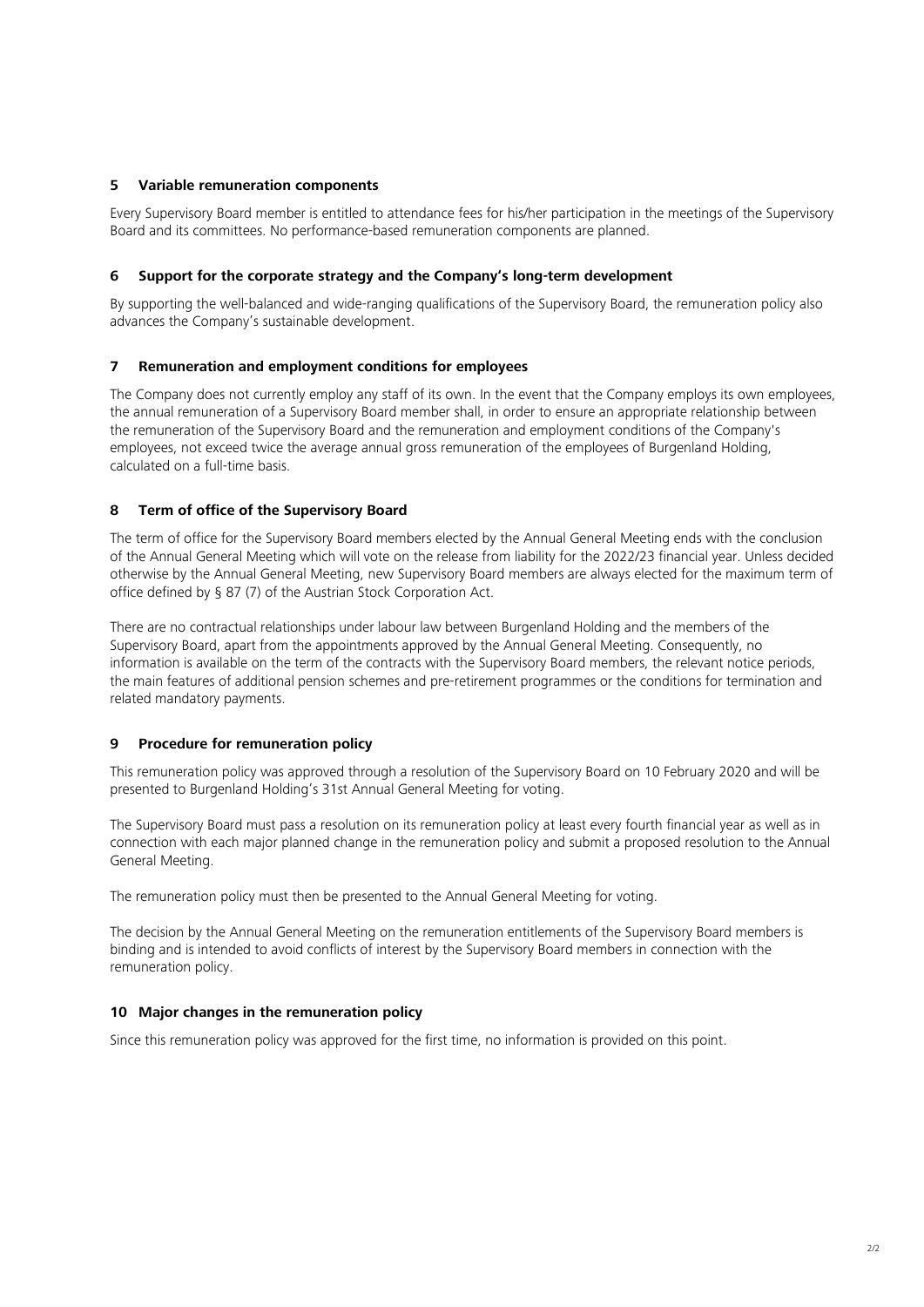## 5 Variable remuneration components

Every Supervisory Board member is entitled to attendance fees for his/her participation in the meetings of the Supervisory Board and its committees. No performance-based remuneration components are planned.

## 6 Support for the corporate strategy and the Company's long-term development

By supporting the well-balanced and wide-ranging qualifications of the Supervisory Board, the remuneration policy also advances the Company's sustainable development.

## 7 Remuneration and employment conditions for employees

The Company does not currently employ any staff of its own. In the event that the Company employs its own employees, the annual remuneration of a Supervisory Board member shall, in order to ensure an appropriate relationship between the remuneration of the Supervisory Board and the remuneration and employment conditions of the Company's employees, not exceed twice the average annual gross remuneration of the employees of Burgenland Holding, calculated on a full-time basis.

## 8 Term of office of the Supervisory Board

The term of office for the Supervisory Board members elected by the Annual General Meeting ends with the conclusion of the Annual General Meeting which will vote on the release from liability for the 2022/23 financial year. Unless decided otherwise by the Annual General Meeting, new Supervisory Board members are always elected for the maximum term of office defined by § 87 (7) of the Austrian Stock Corporation Act.

There are no contractual relationships under labour law between Burgenland Holding and the members of the Supervisory Board, apart from the appointments approved by the Annual General Meeting. Consequently, no information is available on the term of the contracts with the Supervisory Board members, the relevant notice periods, the main features of additional pension schemes and pre-retirement programmes or the conditions for termination and related mandatory payments.

## 9 Procedure for remuneration policy

This remuneration policy was approved through a resolution of the Supervisory Board on 10 February 2020 and will be presented to Burgenland Holding's 31st Annual General Meeting for voting.

The Supervisory Board must pass a resolution on its remuneration policy at least every fourth financial year as well as in connection with each major planned change in the remuneration policy and submit a proposed resolution to the Annual General Meeting.

The remuneration policy must then be presented to the Annual General Meeting for voting.

The decision by the Annual General Meeting on the remuneration entitlements of the Supervisory Board members is binding and is intended to avoid conflicts of interest by the Supervisory Board members in connection with the remuneration policy.

## 10 Major changes in the remuneration policy

Since this remuneration policy was approved for the first time, no information is provided on this point.